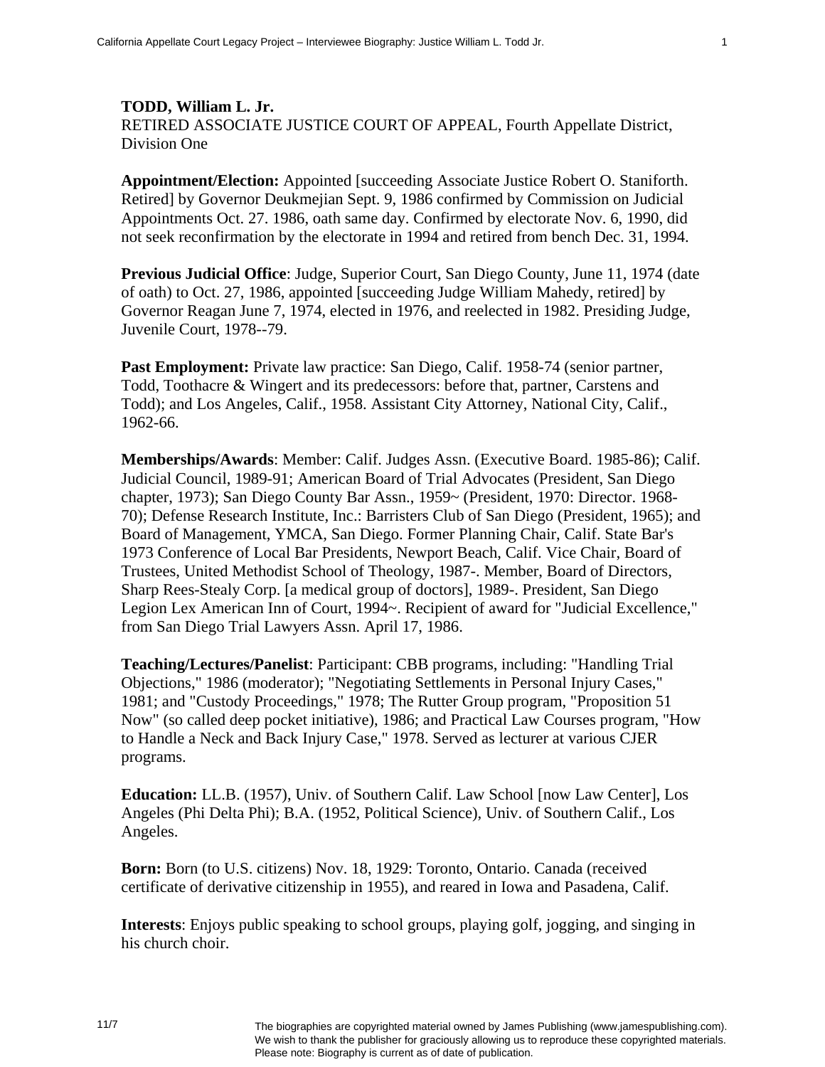**TODD, William L. Jr.**
RETIRED ASSOCIATE JUSTICE COURT OF APPEAL, Fourth Appellate District, Division One

**Appointment/Election:** Appointed [succeeding Associate Justice Robert O. Staniforth. Retired] by Governor Deukmejian Sept. 9, 1986 confirmed by Commission on Judicial Appointments Oct. 27. 1986, oath same day. Confirmed by electorate Nov. 6, 1990, did not seek reconfirmation by the electorate in 1994 and retired from bench Dec. 31, 1994.

**Previous Judicial Office**: Judge, Superior Court, San Diego County, June 11, 1974 (date of oath) to Oct. 27, 1986, appointed [succeeding Judge William Mahedy, retired] by Governor Reagan June 7, 1974, elected in 1976, and reelected in 1982. Presiding Judge, Juvenile Court, 1978--79.

**Past Employment:** Private law practice: San Diego, Calif. 1958-74 (senior partner, Todd, Toothacre & Wingert and its predecessors: before that, partner, Carstens and Todd); and Los Angeles, Calif., 1958. Assistant City Attorney, National City, Calif., 1962-66.

**Memberships/Awards**: Member: Calif. Judges Assn. (Executive Board. 1985-86); Calif. Judicial Council, 1989-91; American Board of Trial Advocates (President, San Diego chapter, 1973); San Diego County Bar Assn., 1959~ (President, 1970: Director. 1968-70); Defense Research Institute, Inc.: Barristers Club of San Diego (President, 1965); and Board of Management, YMCA, San Diego. Former Planning Chair, Calif. State Bar's 1973 Conference of Local Bar Presidents, Newport Beach, Calif. Vice Chair, Board of Trustees, United Methodist School of Theology, 1987-. Member, Board of Directors, Sharp Rees-Stealy Corp. [a medical group of doctors], 1989-. President, San Diego Legion Lex American Inn of Court, 1994~. Recipient of award for "Judicial Excellence," from San Diego Trial Lawyers Assn. April 17, 1986.

**Teaching/Lectures/Panelist**: Participant: CBB programs, including: "Handling Trial Objections," 1986 (moderator); "Negotiating Settlements in Personal Injury Cases," 1981; and "Custody Proceedings," 1978; The Rutter Group program, "Proposition 51 Now" (so called deep pocket initiative), 1986; and Practical Law Courses program, "How to Handle a Neck and Back Injury Case," 1978. Served as lecturer at various CJER programs.

**Education:** LL.B. (1957), Univ. of Southern Calif. Law School [now Law Center], Los Angeles (Phi Delta Phi); B.A. (1952, Political Science), Univ. of Southern Calif., Los Angeles.

**Born:** Born (to U.S. citizens) Nov. 18, 1929: Toronto, Ontario. Canada (received certificate of derivative citizenship in 1955), and reared in Iowa and Pasadena, Calif.

**Interests**: Enjoys public speaking to school groups, playing golf, jogging, and singing in his church choir.

The biographies are copyrighted material owned by James Publishing (www.jamespublishing.com). We wish to thank the publisher for graciously allowing us to reproduce these copyrighted materials. Please note: Biography is current as of date of publication.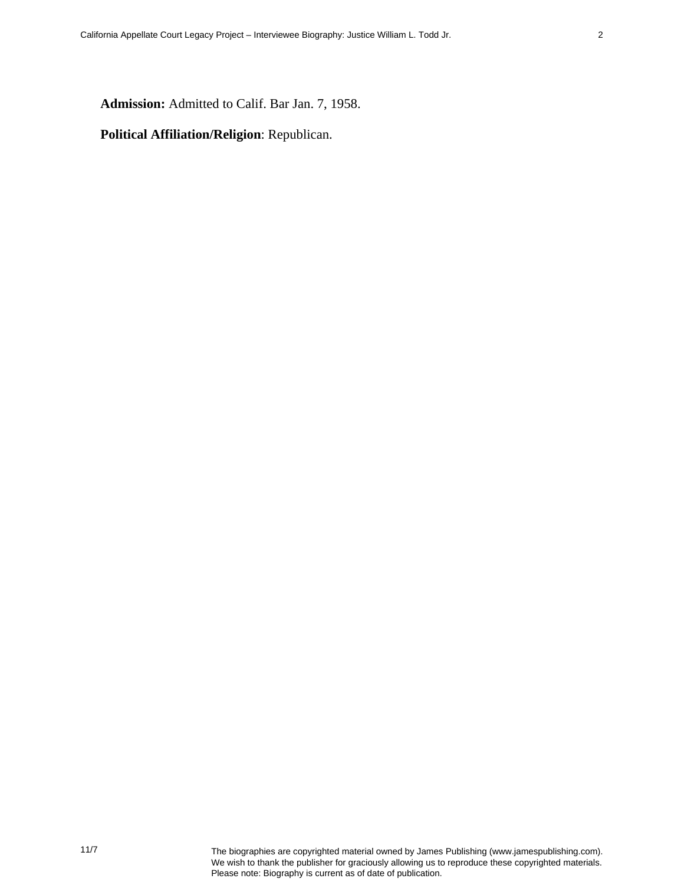**Admission:** Admitted to Calif. Bar Jan. 7, 1958.

**Political Affiliation/Religion**: Republican.